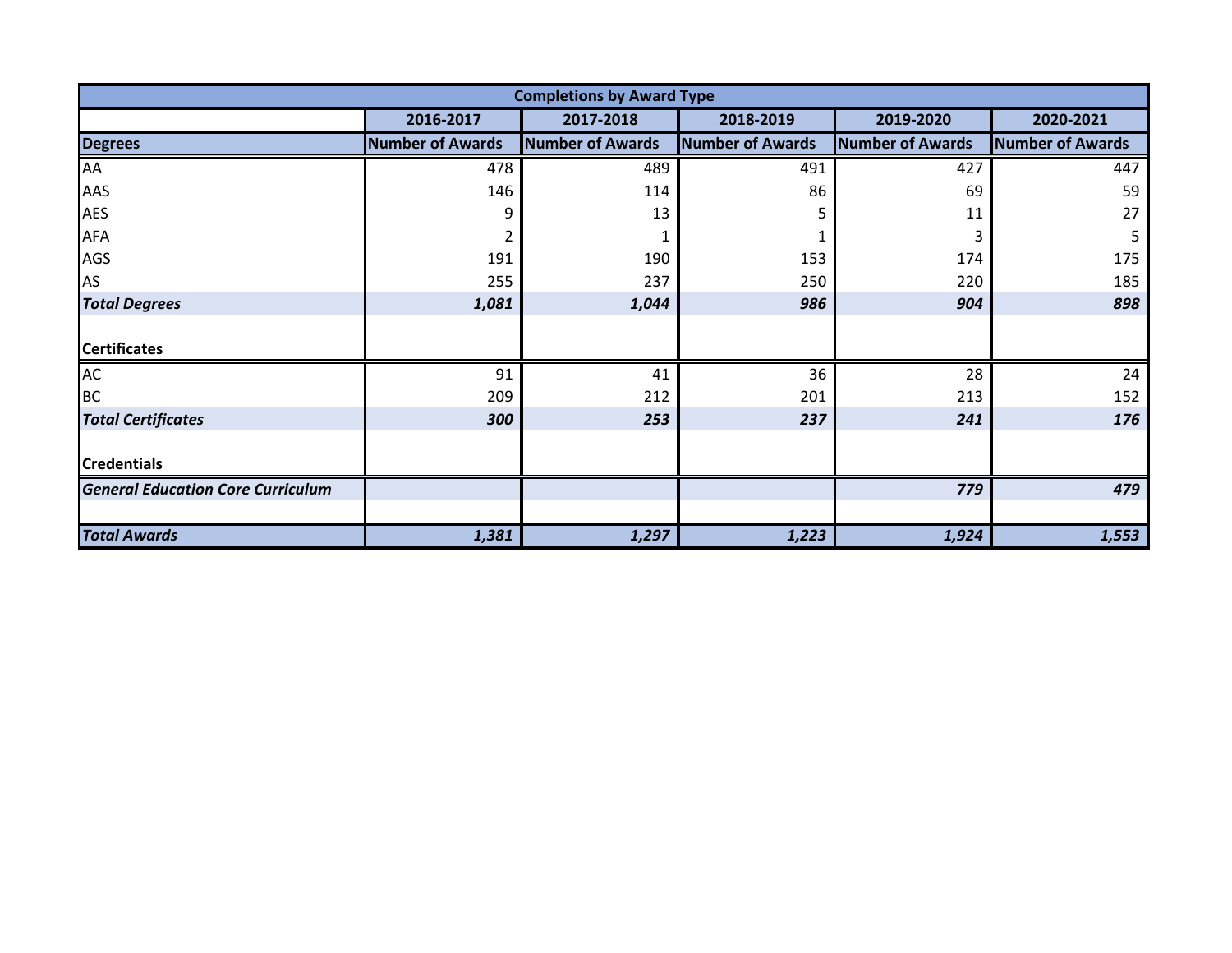| Completions by Award Type | | | | | |
|---|---|---|---|---|---|
| | 2016-2017 | 2017-2018 | 2018-2019 | 2019-2020 | 2020-2021 |
| **Degrees** | **Number of Awards** | **Number of Awards** | **Number of Awards** | **Number of Awards** | **Number of Awards** |
| AA | 478 | 489 | 491 | 427 | 447 |
| AAS | 146 | 114 | 86 | 69 | 59 |
| AES | 9 | 13 | 5 | 11 | 27 |
| AFA | 2 | 1 | 1 | 3 | 5 |
| AGS | 191 | 190 | 153 | 174 | 175 |
| AS | 255 | 237 | 250 | 220 | 185 |
| ***Total Degrees*** | ***1,081*** | ***1,044*** | ***986*** | ***904*** | ***898*** |
| **Certificates** | | | | | |
| AC | 91 | 41 | 36 | 28 | 24 |
| BC | 209 | 212 | 201 | 213 | 152 |
| ***Total Certificates*** | ***300*** | ***253*** | ***237*** | ***241*** | ***176*** |
| **Credentials** | | | | | |
| ***General Education Core Curriculum*** | | | | ***779*** | ***479*** |
| ***Total Awards*** | ***1,381*** | ***1,297*** | ***1,223*** | ***1,924*** | ***1,553*** |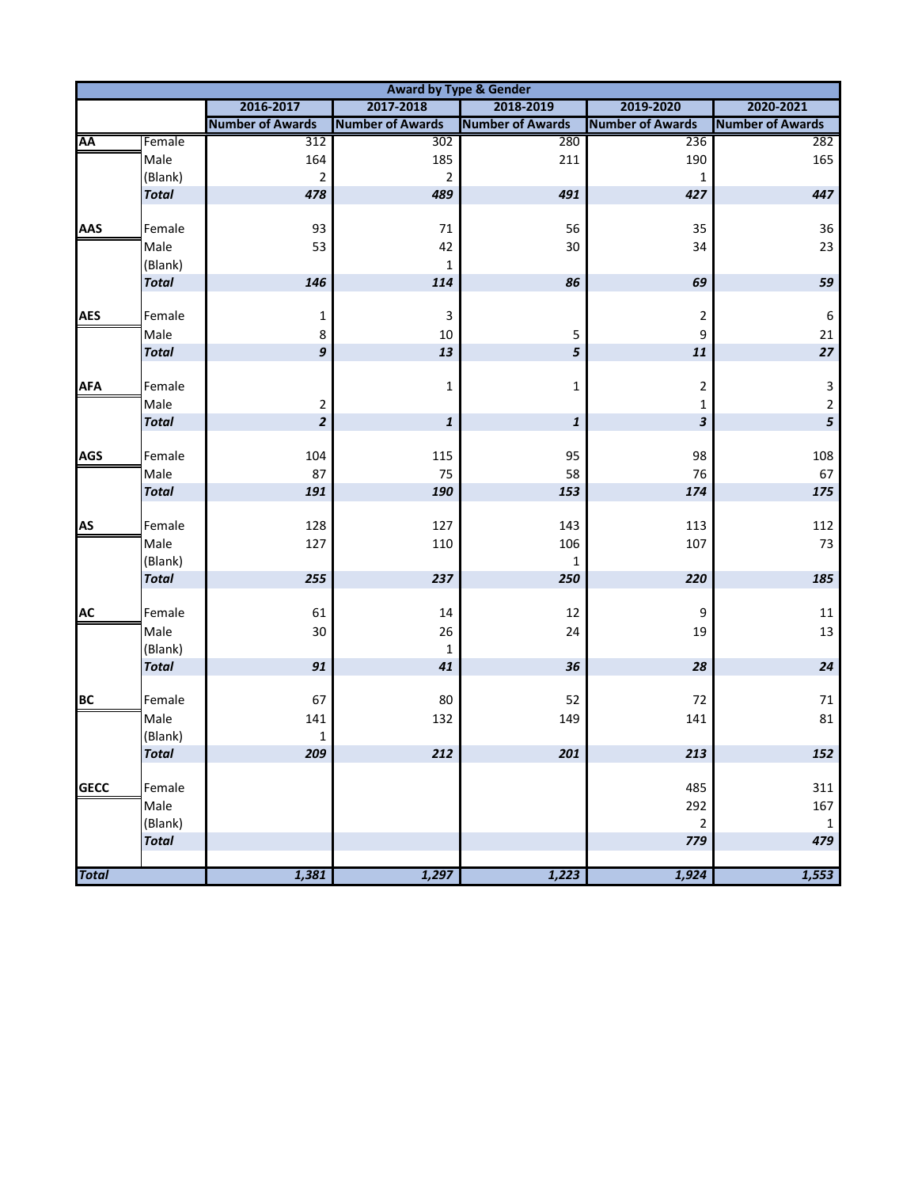| Award by Type & Gender | | | | | | |
|---|---|---|---|---|---|---|
| | | 2016-2017 | 2017-2018 | 2018-2019 | 2019-2020 | 2020-2021 |
| | | Number of Awards | Number of Awards | Number of Awards | Number of Awards | Number of Awards |
| **AA** | Female | 312 | 302 | 280 | 236 | 282 |
| | Male | 164 | 185 | 211 | 190 | 165 |
| | (Blank) | 2 | 2 | | 1 | |
| | ***Total*** | ***478*** | ***489*** | ***491*** | ***427*** | ***447*** |
| **AAS** | Female | 93 | 71 | 56 | 35 | 36 |
| | Male | 53 | 42 | 30 | 34 | 23 |
| | (Blank) | | 1 | | | |
| | ***Total*** | ***146*** | ***114*** | ***86*** | ***69*** | ***59*** |
| **AES** | Female | 1 | 3 | | 2 | 6 |
| | Male | 8 | 10 | 5 | 9 | 21 |
| | ***Total*** | ***9*** | ***13*** | ***5*** | ***11*** | ***27*** |
| **AFA** | Female | | 1 | 1 | 2 | 3 |
| | Male | 2 | | | 1 | 2 |
| | ***Total*** | ***2*** | ***1*** | ***1*** | ***3*** | ***5*** |
| **AGS** | Female | 104 | 115 | 95 | 98 | 108 |
| | Male | 87 | 75 | 58 | 76 | 67 |
| | ***Total*** | ***191*** | ***190*** | ***153*** | ***174*** | ***175*** |
| **AS** | Female | 128 | 127 | 143 | 113 | 112 |
| | Male | 127 | 110 | 106 | 107 | 73 |
| | (Blank) | | | 1 | | |
| | ***Total*** | ***255*** | ***237*** | ***250*** | ***220*** | ***185*** |
| **AC** | Female | 61 | 14 | 12 | 9 | 11 |
| | Male | 30 | 26 | 24 | 19 | 13 |
| | (Blank) | | 1 | | | |
| | ***Total*** | ***91*** | ***41*** | ***36*** | ***28*** | ***24*** |
| **BC** | Female | 67 | 80 | 52 | 72 | 71 |
| | Male | 141 | 132 | 149 | 141 | 81 |
| | (Blank) | 1 | | | | |
| | ***Total*** | ***209*** | ***212*** | ***201*** | ***213*** | ***152*** |
| **GECC** | Female | | | | 485 | 311 |
| | Male | | | | 292 | 167 |
| | (Blank) | | | | 2 | 1 |
| | ***Total*** | | | | ***779*** | ***479*** |
| ***Total*** | | ***1,381*** | ***1,297*** | ***1,223*** | ***1,924*** | ***1,553*** |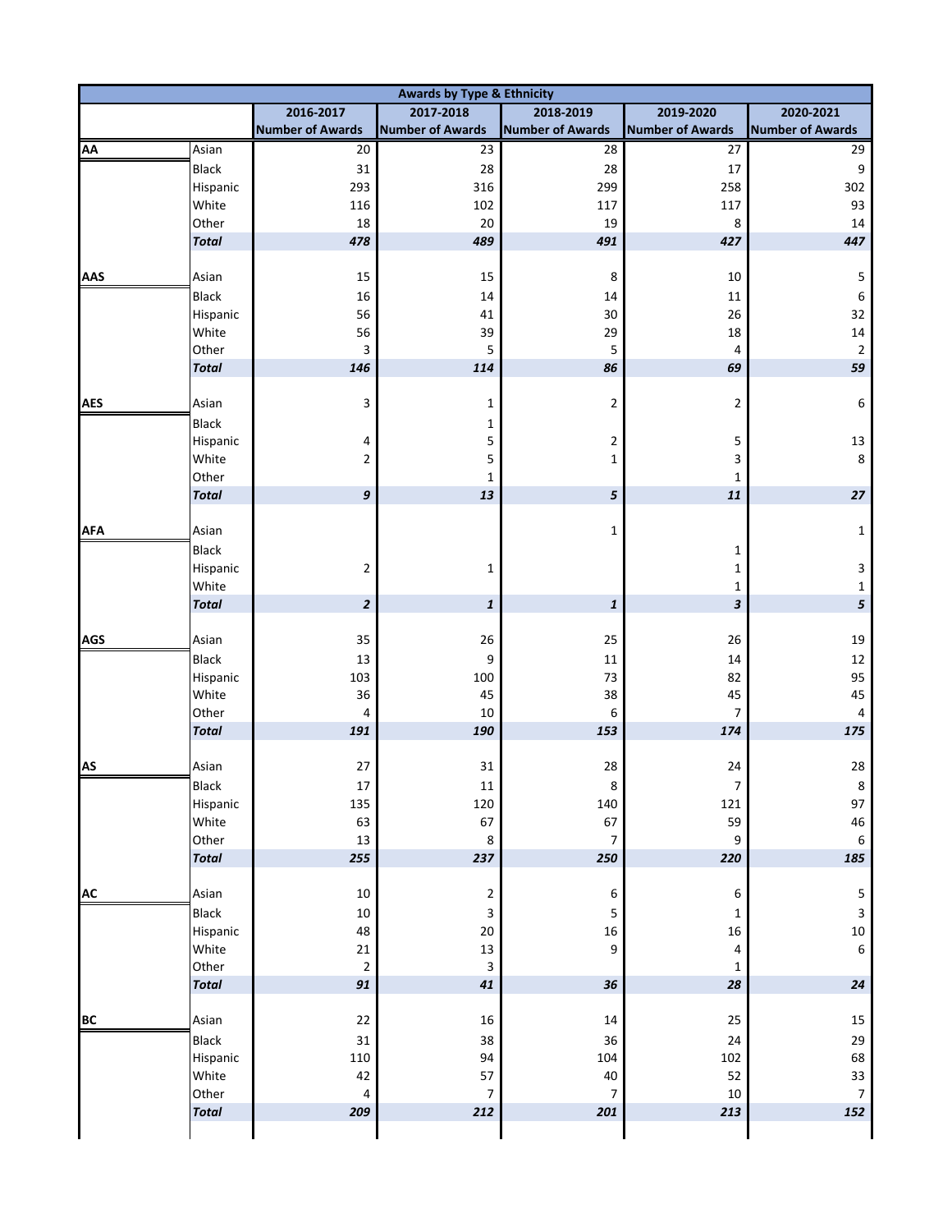| Awards by Type & Ethnicity | | | | | | |
|---|---|---|---|---|---|---|
| | | 2016-2017 | 2017-2018 | 2018-2019 | 2019-2020 | 2020-2021 |
| | | Number of Awards | Number of Awards | Number of Awards | Number of Awards | Number of Awards |
| **AA** | Asian | 20 | 23 | 28 | 27 | 29 |
| | Black | 31 | 28 | 28 | 17 | 9 |
| | Hispanic | 293 | 316 | 299 | 258 | 302 |
| | White | 116 | 102 | 117 | 117 | 93 |
| | Other | 18 | 20 | 19 | 8 | 14 |
| | ***Total*** | ***478*** | ***489*** | ***491*** | ***427*** | ***447*** |
| **AAS** | Asian | 15 | 15 | 8 | 10 | 5 |
| | Black | 16 | 14 | 14 | 11 | 6 |
| | Hispanic | 56 | 41 | 30 | 26 | 32 |
| | White | 56 | 39 | 29 | 18 | 14 |
| | Other | 3 | 5 | 5 | 4 | 2 |
| | ***Total*** | ***146*** | ***114*** | ***86*** | ***69*** | ***59*** |
| **AES** | Asian | 3 | 1 | 2 | 2 | 6 |
| | Black | | 1 | | | |
| | Hispanic | 4 | 5 | 2 | 5 | 13 |
| | White | 2 | 5 | 1 | 3 | 8 |
| | Other | | 1 | | 1 | |
| | ***Total*** | ***9*** | ***13*** | ***5*** | ***11*** | ***27*** |
| **AFA** | Asian | | | 1 | | 1 |
| | Black | | | | 1 | |
| | Hispanic | 2 | 1 | | 1 | 3 |
| | White | | | | 1 | 1 |
| | ***Total*** | ***2*** | ***1*** | ***1*** | ***3*** | ***5*** |
| **AGS** | Asian | 35 | 26 | 25 | 26 | 19 |
| | Black | 13 | 9 | 11 | 14 | 12 |
| | Hispanic | 103 | 100 | 73 | 82 | 95 |
| | White | 36 | 45 | 38 | 45 | 45 |
| | Other | 4 | 10 | 6 | 7 | 4 |
| | ***Total*** | ***191*** | ***190*** | ***153*** | ***174*** | ***175*** |
| **AS** | Asian | 27 | 31 | 28 | 24 | 28 |
| | Black | 17 | 11 | 8 | 7 | 8 |
| | Hispanic | 135 | 120 | 140 | 121 | 97 |
| | White | 63 | 67 | 67 | 59 | 46 |
| | Other | 13 | 8 | 7 | 9 | 6 |
| | ***Total*** | ***255*** | ***237*** | ***250*** | ***220*** | ***185*** |
| **AC** | Asian | 10 | 2 | 6 | 6 | 5 |
| | Black | 10 | 3 | 5 | 1 | 3 |
| | Hispanic | 48 | 20 | 16 | 16 | 10 |
| | White | 21 | 13 | 9 | 4 | 6 |
| | Other | 2 | 3 | | 1 | |
| | ***Total*** | ***91*** | ***41*** | ***36*** | ***28*** | ***24*** |
| **BC** | Asian | 22 | 16 | 14 | 25 | 15 |
| | Black | 31 | 38 | 36 | 24 | 29 |
| | Hispanic | 110 | 94 | 104 | 102 | 68 |
| | White | 42 | 57 | 40 | 52 | 33 |
| | Other | 4 | 7 | 7 | 10 | 7 |
| | ***Total*** | ***209*** | ***212*** | ***201*** | ***213*** | ***152*** |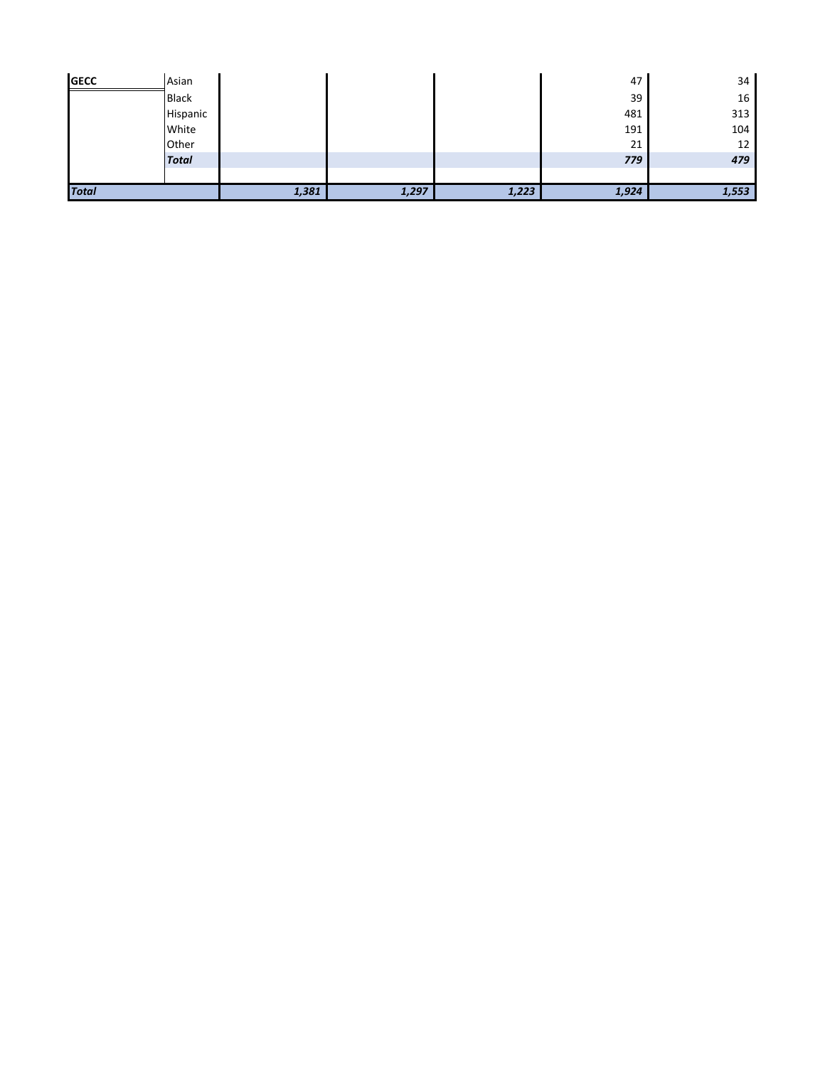| | | | | | | |
|---|---|---|---|---|---|---|
| **GECC** | Asian | | | | 47 | 34 |
| | Black | | | | 39 | 16 |
| | Hispanic | | | | 481 | 313 |
| | White | | | | 191 | 104 |
| | Other | | | | 21 | 12 |
| | ***Total*** | | | | ***779*** | ***479*** |
| | | | | | | |
| ***Total*** | | ***1,381*** | ***1,297*** | ***1,223*** | ***1,924*** | ***1,553*** |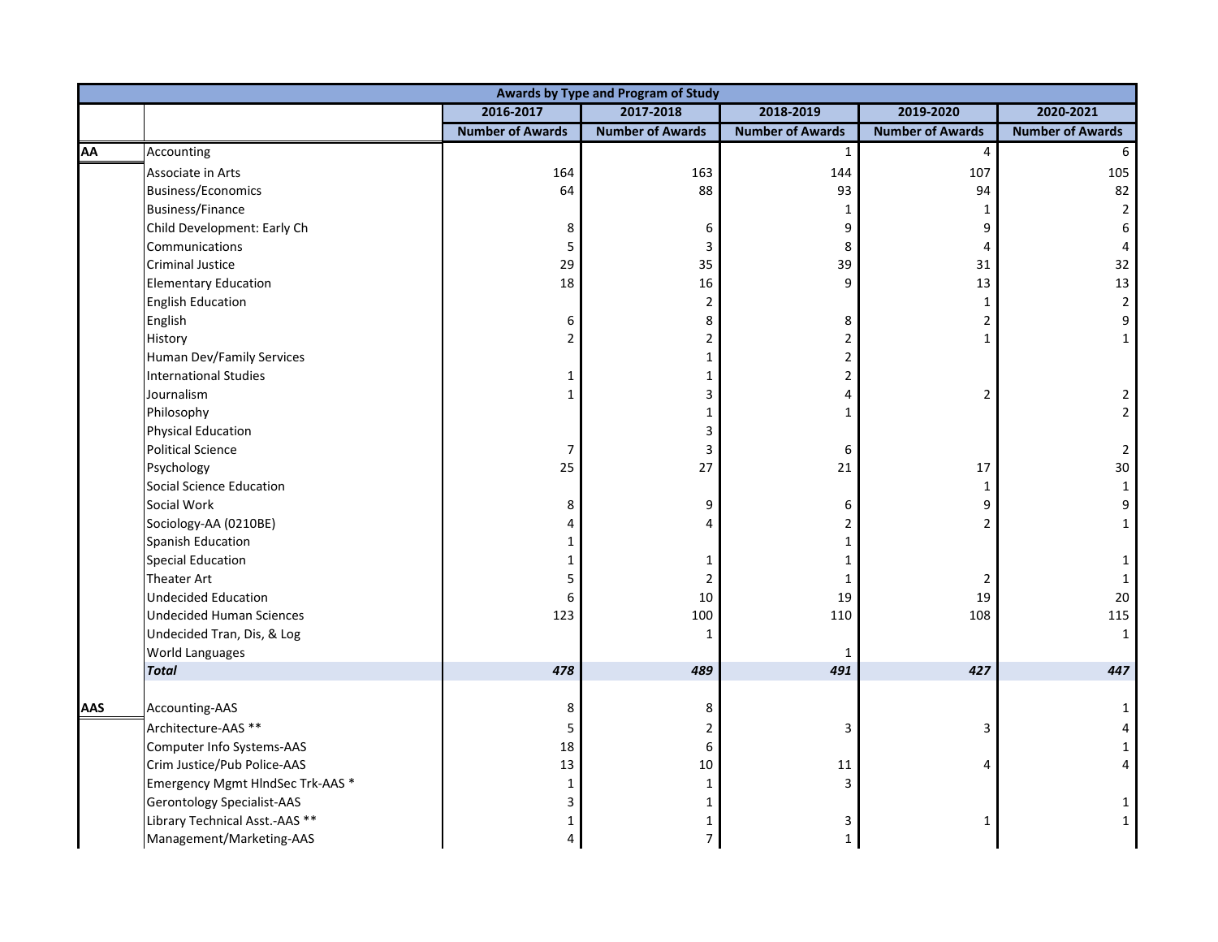| Awards by Type and Program of Study | | | | | | |
|---|---|---|---|---|---|---|
| | | 2016-2017 | 2017-2018 | 2018-2019 | 2019-2020 | 2020-2021 |
| | | Number of Awards | Number of Awards | Number of Awards | Number of Awards | Number of Awards |
| **AA** | Accounting | | | 1 | 4 | 6 |
| | Associate in Arts | 164 | 163 | 144 | 107 | 105 |
| | Business/Economics | 64 | 88 | 93 | 94 | 82 |
| | Business/Finance | | | 1 | 1 | 2 |
| | Child Development: Early Ch | 8 | 6 | 9 | 9 | 6 |
| | Communications | 5 | 3 | 8 | 4 | 4 |
| | Criminal Justice | 29 | 35 | 39 | 31 | 32 |
| | Elementary Education | 18 | 16 | 9 | 13 | 13 |
| | English Education | | 2 | | 1 | 2 |
| | English | 6 | 8 | 8 | 2 | 9 |
| | History | 2 | 2 | 2 | 1 | 1 |
| | Human Dev/Family Services | | 1 | 2 | | |
| | International Studies | 1 | 1 | 2 | | |
| | Journalism | 1 | 3 | 4 | 2 | 2 |
| | Philosophy | | 1 | 1 | | 2 |
| | Physical Education | | 3 | | | |
| | Political Science | 7 | 3 | 6 | | 2 |
| | Psychology | 25 | 27 | 21 | 17 | 30 |
| | Social Science Education | | | | 1 | 1 |
| | Social Work | 8 | 9 | 6 | 9 | 9 |
| | Sociology-AA (0210BE) | 4 | 4 | 2 | 2 | 1 |
| | Spanish Education | 1 | | 1 | | |
| | Special Education | 1 | 1 | 1 | | 1 |
| | Theater Art | 5 | 2 | 1 | 2 | 1 |
| | Undecided Education | 6 | 10 | 19 | 19 | 20 |
| | Undecided Human Sciences | 123 | 100 | 110 | 108 | 115 |
| | Undecided Tran, Dis, & Log | | 1 | | | 1 |
| | World Languages | | | 1 | | |
| | ***Total*** | ***478*** | ***489*** | ***491*** | ***427*** | ***447*** |
| | | | | | | |
| **AAS** | Accounting-AAS | 8 | 8 | | | 1 |
| | Architecture-AAS ** | 5 | 2 | 3 | 3 | 4 |
| | Computer Info Systems-AAS | 18 | 6 | | | 1 |
| | Crim Justice/Pub Police-AAS | 13 | 10 | 11 | 4 | 4 |
| | Emergency Mgmt HlndSec Trk-AAS * | 1 | 1 | 3 | | |
| | Gerontology Specialist-AAS | 3 | 1 | | | 1 |
| | Library Technical Asst.-AAS ** | 1 | 1 | 3 | 1 | 1 |
| | Management/Marketing-AAS | 4 | 7 | 1 | | |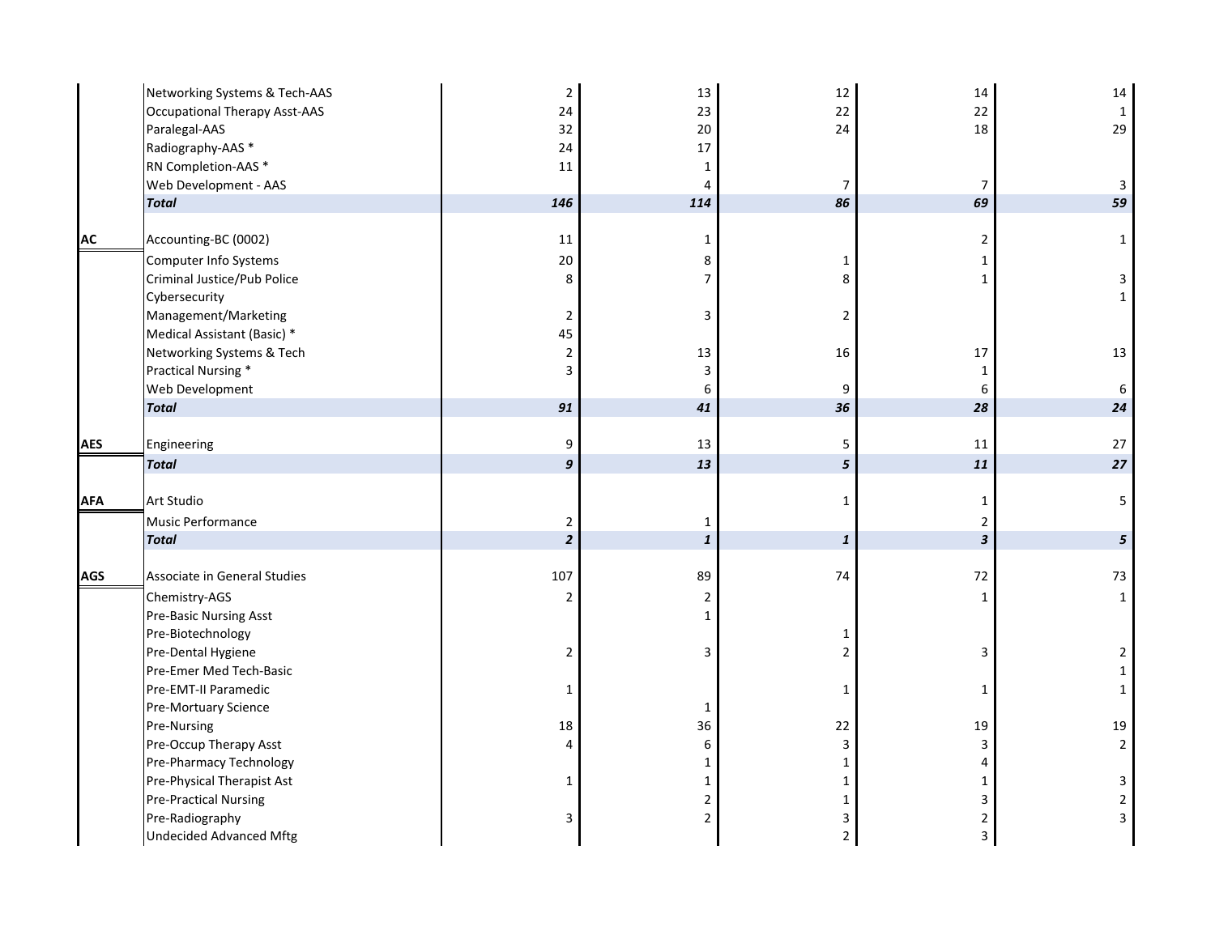| | | | | | | |
|---|---|---|---|---|---|---|
| | Networking Systems & Tech-AAS | 2 | 13 | 12 | 14 | 14 |
| | Occupational Therapy Asst-AAS | 24 | 23 | 22 | 22 | 1 |
| | Paralegal-AAS | 32 | 20 | 24 | 18 | 29 |
| | Radiography-AAS * | 24 | 17 | | | |
| | RN Completion-AAS * | 11 | 1 | | | |
| | Web Development - AAS | | 4 | 7 | 7 | 3 |
| | ***Total*** | ***146*** | ***114*** | ***86*** | ***69*** | ***59*** |
| | | | | | | |
| **AC** | Accounting-BC (0002) | 11 | 1 | | 2 | 1 |
| | Computer Info Systems | 20 | 8 | 1 | 1 | |
| | Criminal Justice/Pub Police | 8 | 7 | 8 | 1 | 3 |
| | Cybersecurity | | | | | 1 |
| | Management/Marketing | 2 | 3 | 2 | | |
| | Medical Assistant (Basic) * | 45 | | | | |
| | Networking Systems & Tech | 2 | 13 | 16 | 17 | 13 |
| | Practical Nursing * | 3 | 3 | | 1 | |
| | Web Development | | 6 | 9 | 6 | 6 |
| | ***Total*** | ***91*** | ***41*** | ***36*** | ***28*** | ***24*** |
| | | | | | | |
| **AES** | Engineering | 9 | 13 | 5 | 11 | 27 |
| | ***Total*** | ***9*** | ***13*** | ***5*** | ***11*** | ***27*** |
| | | | | | | |
| **AFA** | Art Studio | | | 1 | 1 | 5 |
| | Music Performance | 2 | 1 | | 2 | |
| | ***Total*** | ***2*** | ***1*** | ***1*** | ***3*** | ***5*** |
| | | | | | | |
| **AGS** | Associate in General Studies | 107 | 89 | 74 | 72 | 73 |
| | Chemistry-AGS | 2 | 2 | | 1 | 1 |
| | Pre-Basic Nursing Asst | | 1 | | | |
| | Pre-Biotechnology | | | 1 | | |
| | Pre-Dental Hygiene | 2 | 3 | 2 | 3 | 2 |
| | Pre-Emer Med Tech-Basic | | | | | 1 |
| | Pre-EMT-II Paramedic | 1 | | 1 | 1 | 1 |
| | Pre-Mortuary Science | | 1 | | | |
| | Pre-Nursing | 18 | 36 | 22 | 19 | 19 |
| | Pre-Occup Therapy Asst | 4 | 6 | 3 | 3 | 2 |
| | Pre-Pharmacy Technology | | 1 | 1 | 4 | |
| | Pre-Physical Therapist Ast | 1 | 1 | 1 | 1 | 3 |
| | Pre-Practical Nursing | | 2 | 1 | 3 | 2 |
| | Pre-Radiography | 3 | 2 | 3 | 2 | 3 |
| | Undecided Advanced Mftg | | | 2 | 3 | |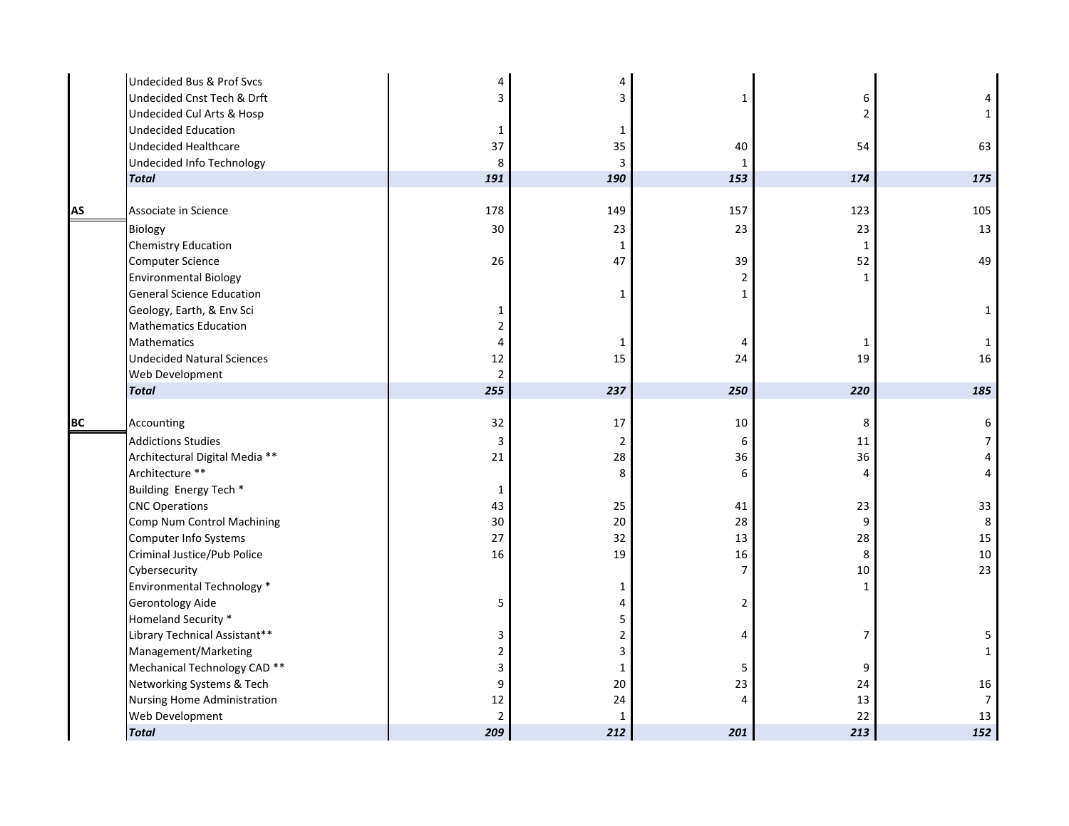| | | | | | | |
|---|---|---|---|---|---|---|
| | Undecided Bus & Prof Svcs | 4 | 4 | | | |
| | Undecided Cnst Tech & Drft | 3 | 3 | 1 | 6 | 4 |
| | Undecided Cul Arts & Hosp | | | | 2 | 1 |
| | Undecided Education | 1 | 1 | | | |
| | Undecided Healthcare | 37 | 35 | 40 | 54 | 63 |
| | Undecided Info Technology | 8 | 3 | 1 | | |
| | ***Total*** | ***191*** | ***190*** | ***153*** | ***174*** | ***175*** |
| | | | | | | |
| **AS** | Associate in Science | 178 | 149 | 157 | 123 | 105 |
| | Biology | 30 | 23 | 23 | 23 | 13 |
| | Chemistry Education | | 1 | | 1 | |
| | Computer Science | 26 | 47 | 39 | 52 | 49 |
| | Environmental Biology | | | 2 | 1 | |
| | General Science Education | | 1 | 1 | | |
| | Geology, Earth, & Env Sci | 1 | | | | 1 |
| | Mathematics Education | 2 | | | | |
| | Mathematics | 4 | 1 | 4 | 1 | 1 |
| | Undecided Natural Sciences | 12 | 15 | 24 | 19 | 16 |
| | Web Development | 2 | | | | |
| | ***Total*** | ***255*** | ***237*** | ***250*** | ***220*** | ***185*** |
| | | | | | | |
| **BC** | Accounting | 32 | 17 | 10 | 8 | 6 |
| | Addictions Studies | 3 | 2 | 6 | 11 | 7 |
| | Architectural Digital Media ** | 21 | 28 | 36 | 36 | 4 |
| | Architecture ** | | 8 | 6 | 4 | 4 |
| | Building Energy Tech * | 1 | | | | |
| | CNC Operations | 43 | 25 | 41 | 23 | 33 |
| | Comp Num Control Machining | 30 | 20 | 28 | 9 | 8 |
| | Computer Info Systems | 27 | 32 | 13 | 28 | 15 |
| | Criminal Justice/Pub Police | 16 | 19 | 16 | 8 | 10 |
| | Cybersecurity | | | 7 | 10 | 23 |
| | Environmental Technology * | | 1 | | 1 | |
| | Gerontology Aide | 5 | 4 | 2 | | |
| | Homeland Security * | | 5 | | | |
| | Library Technical Assistant** | 3 | 2 | 4 | 7 | 5 |
| | Management/Marketing | 2 | 3 | | | 1 |
| | Mechanical Technology CAD ** | 3 | 1 | 5 | 9 | |
| | Networking Systems & Tech | 9 | 20 | 23 | 24 | 16 |
| | Nursing Home Administration | 12 | 24 | 4 | 13 | 7 |
| | Web Development | 2 | 1 | | 22 | 13 |
| | ***Total*** | ***209*** | ***212*** | ***201*** | ***213*** | ***152*** |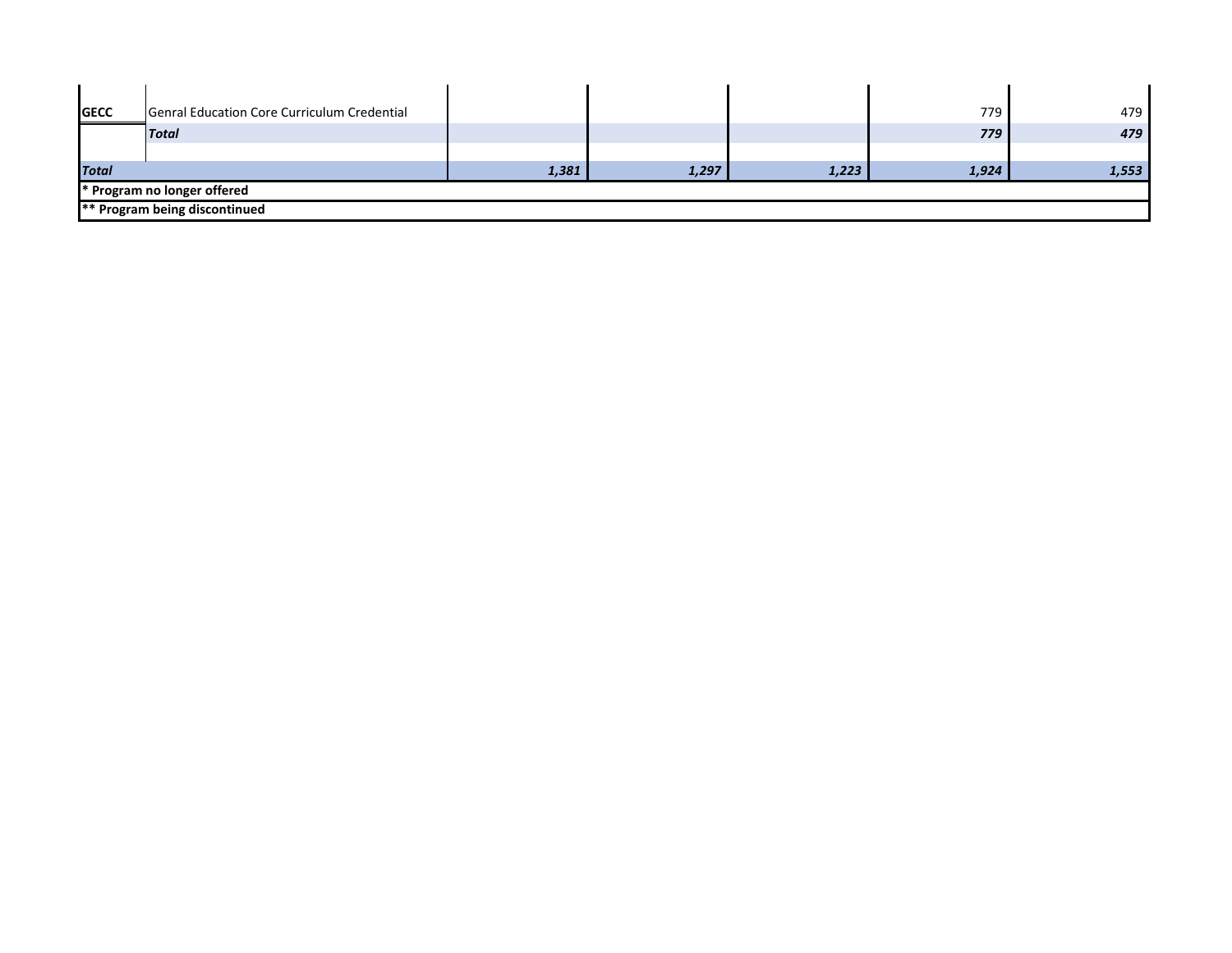| | | | | | | |
|---|---|---|---|---|---|---|
| **GECC** | Genral Education Core Curriculum Credential | | | | 779 | 479 |
| | ***Total*** | | | | ***779*** | ***479*** |
| | | | | | | |
| ***Total*** | | ***1,381*** | ***1,297*** | ***1,223*** | ***1,924*** | ***1,553*** |

**\* Program no longer offered**

**\*\* Program being discontinued**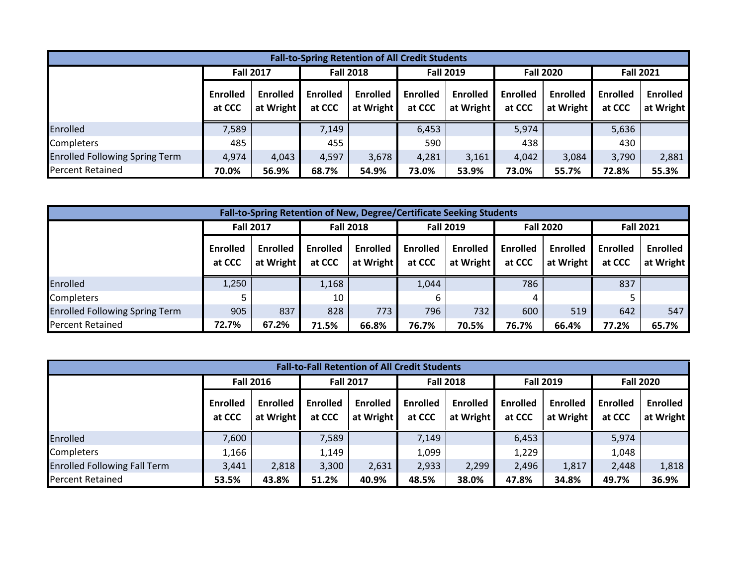| Fall-to-Spring Retention of All Credit Students | | | | | | | | | | |
|---|---|---|---|---|---|---|---|---|---|---|
| | **Fall 2017** | | **Fall 2018** | | **Fall 2019** | | **Fall 2020** | | **Fall 2021** | |
| | **Enrolled at CCC** | **Enrolled at Wright** | **Enrolled at CCC** | **Enrolled at Wright** | **Enrolled at CCC** | **Enrolled at Wright** | **Enrolled at CCC** | **Enrolled at Wright** | **Enrolled at CCC** | **Enrolled at Wright** |
| Enrolled | 7,589 | | 7,149 | | 6,453 | | 5,974 | | 5,636 | |
| Completers | 485 | | 455 | | 590 | | 438 | | 430 | |
| Enrolled Following Spring Term | 4,974 | 4,043 | 4,597 | 3,678 | 4,281 | 3,161 | 4,042 | 3,084 | 3,790 | 2,881 |
| Percent Retained | **70.0%** | **56.9%** | **68.7%** | **54.9%** | **73.0%** | **53.9%** | **73.0%** | **55.7%** | **72.8%** | **55.3%** |

| Fall-to-Spring Retention of New, Degree/Certificate Seeking Students | | | | | | | | | | |
|---|---|---|---|---|---|---|---|---|---|---|
| | **Fall 2017** | | **Fall 2018** | | **Fall 2019** | | **Fall 2020** | | **Fall 2021** | |
| | **Enrolled at CCC** | **Enrolled at Wright** | **Enrolled at CCC** | **Enrolled at Wright** | **Enrolled at CCC** | **Enrolled at Wright** | **Enrolled at CCC** | **Enrolled at Wright** | **Enrolled at CCC** | **Enrolled at Wright** |
| Enrolled | 1,250 | | 1,168 | | 1,044 | | 786 | | 837 | |
| Completers | 5 | | 10 | | 6 | | 4 | | 5 | |
| Enrolled Following Spring Term | 905 | 837 | 828 | 773 | 796 | 732 | 600 | 519 | 642 | 547 |
| Percent Retained | **72.7%** | **67.2%** | **71.5%** | **66.8%** | **76.7%** | **70.5%** | **76.7%** | **66.4%** | **77.2%** | **65.7%** |

| Fall-to-Fall Retention of All Credit Students | | | | | | | | | | |
|---|---|---|---|---|---|---|---|---|---|---|
| | **Fall 2016** | | **Fall 2017** | | **Fall 2018** | | **Fall 2019** | | **Fall 2020** | |
| | **Enrolled at CCC** | **Enrolled at Wright** | **Enrolled at CCC** | **Enrolled at Wright** | **Enrolled at CCC** | **Enrolled at Wright** | **Enrolled at CCC** | **Enrolled at Wright** | **Enrolled at CCC** | **Enrolled at Wright** |
| Enrolled | 7,600 | | 7,589 | | 7,149 | | 6,453 | | 5,974 | |
| Completers | 1,166 | | 1,149 | | 1,099 | | 1,229 | | 1,048 | |
| Enrolled Following Fall Term | 3,441 | 2,818 | 3,300 | 2,631 | 2,933 | 2,299 | 2,496 | 1,817 | 2,448 | 1,818 |
| Percent Retained | **53.5%** | **43.8%** | **51.2%** | **40.9%** | **48.5%** | **38.0%** | **47.8%** | **34.8%** | **49.7%** | **36.9%** |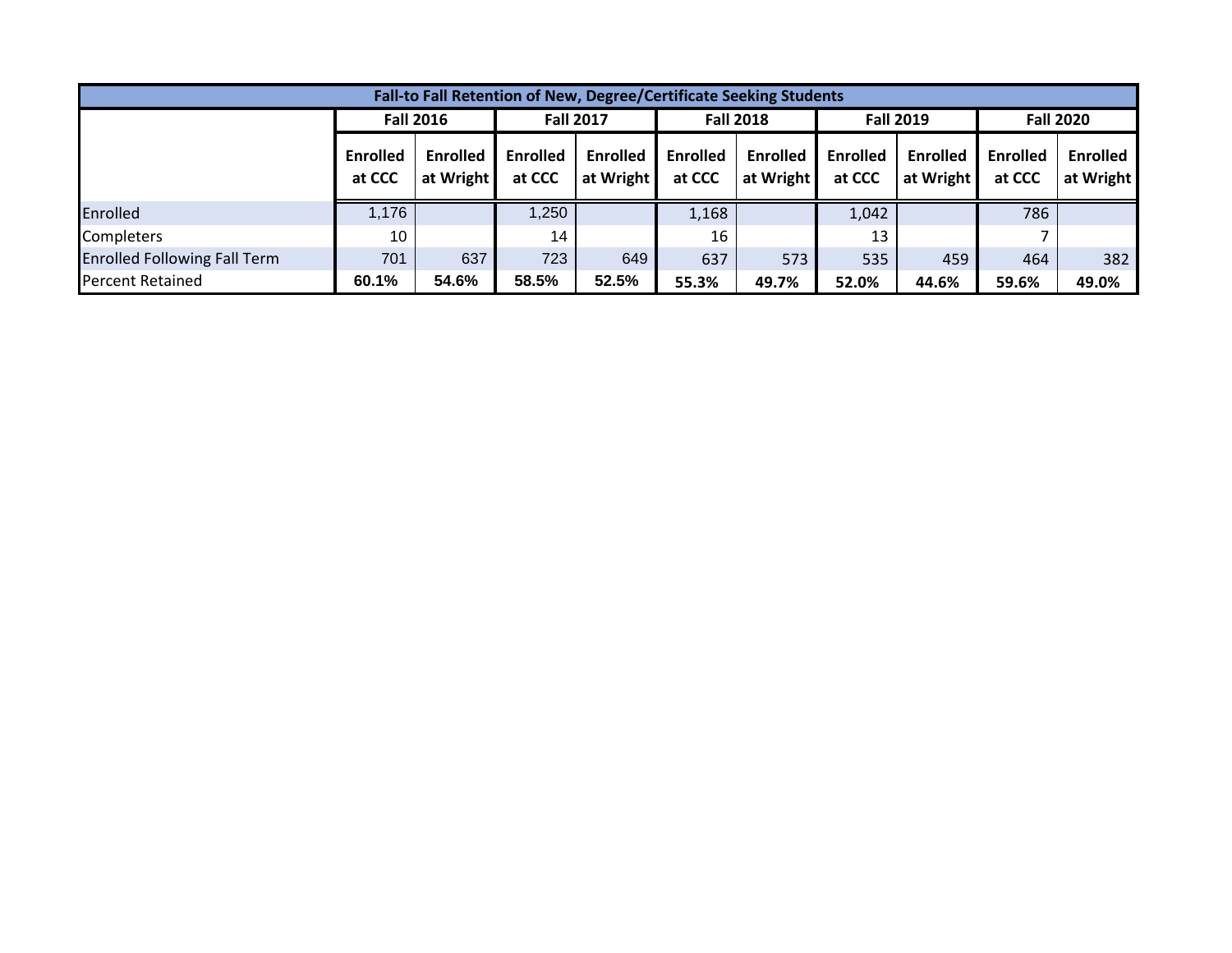| Fall-to Fall Retention of New, Degree/Certificate Seeking Students | | | | | | | | | | |
|---|---|---|---|---|---|---|---|---|---|---|
| | Fall 2016 | | Fall 2017 | | Fall 2018 | | Fall 2019 | | Fall 2020 | |
| | Enrolled at CCC | Enrolled at Wright | Enrolled at CCC | Enrolled at Wright | Enrolled at CCC | Enrolled at Wright | Enrolled at CCC | Enrolled at Wright | Enrolled at CCC | Enrolled at Wright |
| Enrolled | 1,176 | | 1,250 | | 1,168 | | 1,042 | | 786 | |
| Completers | 10 | | 14 | | 16 | | 13 | | 7 | |
| Enrolled Following Fall Term | 701 | 637 | 723 | 649 | 637 | 573 | 535 | 459 | 464 | 382 |
| Percent Retained | **60.1%** | **54.6%** | **58.5%** | **52.5%** | **55.3%** | **49.7%** | **52.0%** | **44.6%** | **59.6%** | **49.0%** |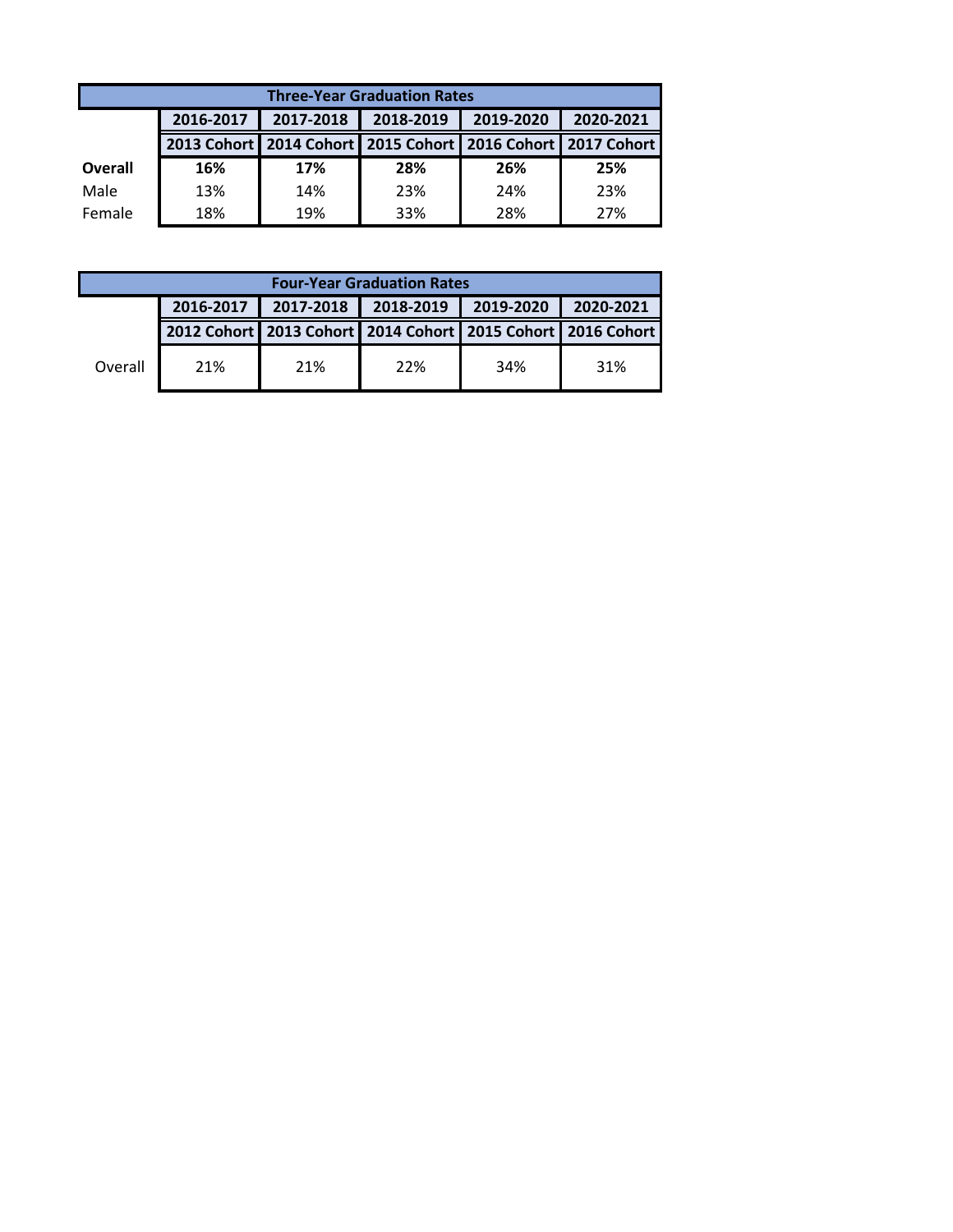| Three-Year Graduation Rates | | | | | |
|---|---|---|---|---|---|
| | 2016-2017 | 2017-2018 | 2018-2019 | 2019-2020 | 2020-2021 |
| | 2013 Cohort | 2014 Cohort | 2015 Cohort | 2016 Cohort | 2017 Cohort |
| **Overall** | **16%** | **17%** | **28%** | **26%** | **25%** |
| Male | 13% | 14% | 23% | 24% | 23% |
| Female | 18% | 19% | 33% | 28% | 27% |

| Four-Year Graduation Rates | | | | | |
|---|---|---|---|---|---|
| | 2016-2017 | 2017-2018 | 2018-2019 | 2019-2020 | 2020-2021 |
| | 2012 Cohort | 2013 Cohort | 2014 Cohort | 2015 Cohort | 2016 Cohort |
| Overall | 21% | 21% | 22% | 34% | 31% |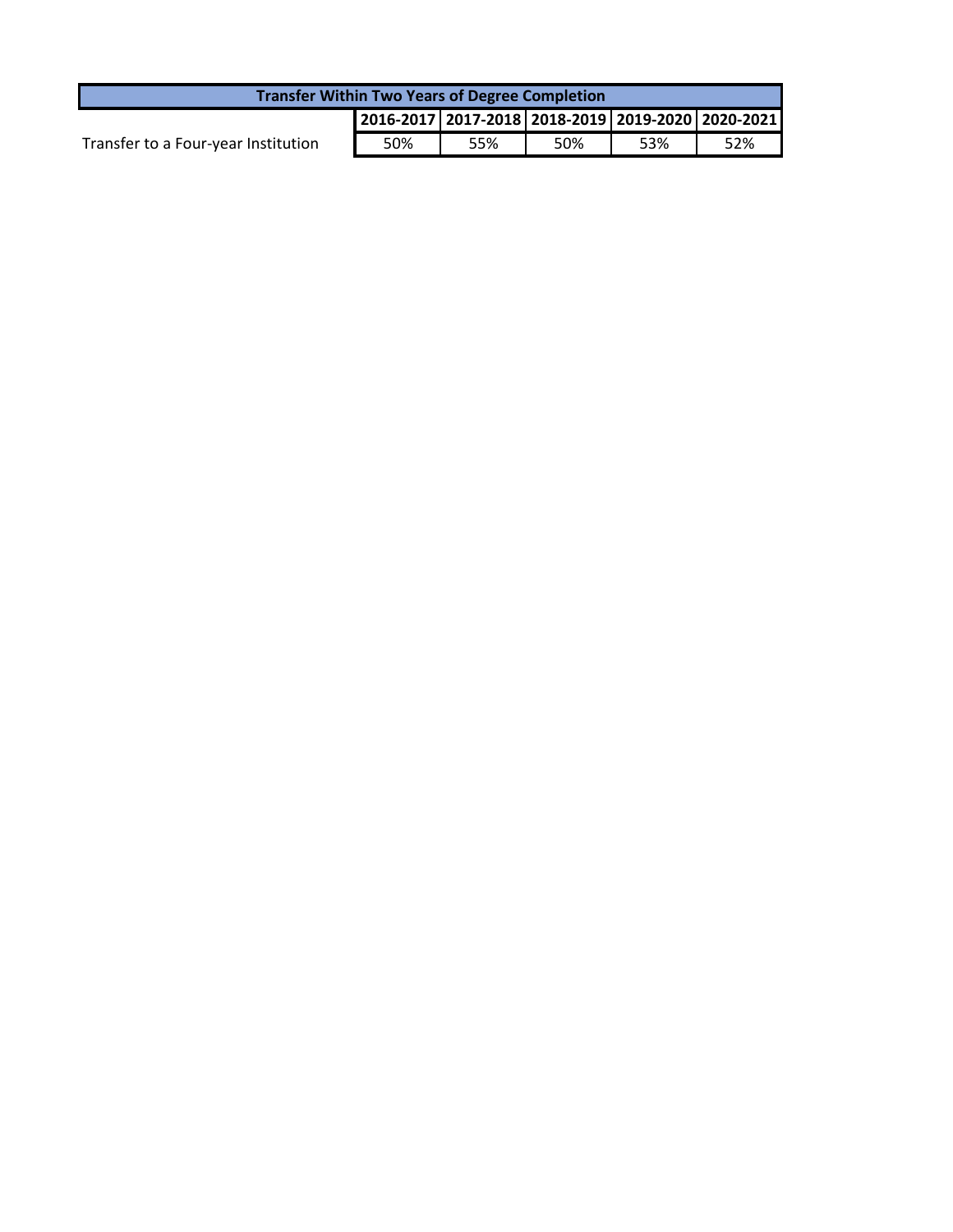| Transfer Within Two Years of Degree Completion | | | | | |
|---|---|---|---|---|---|
| | 2016-2017 | 2017-2018 | 2018-2019 | 2019-2020 | 2020-2021 |
| Transfer to a Four-year Institution | 50% | 55% | 50% | 53% | 52% |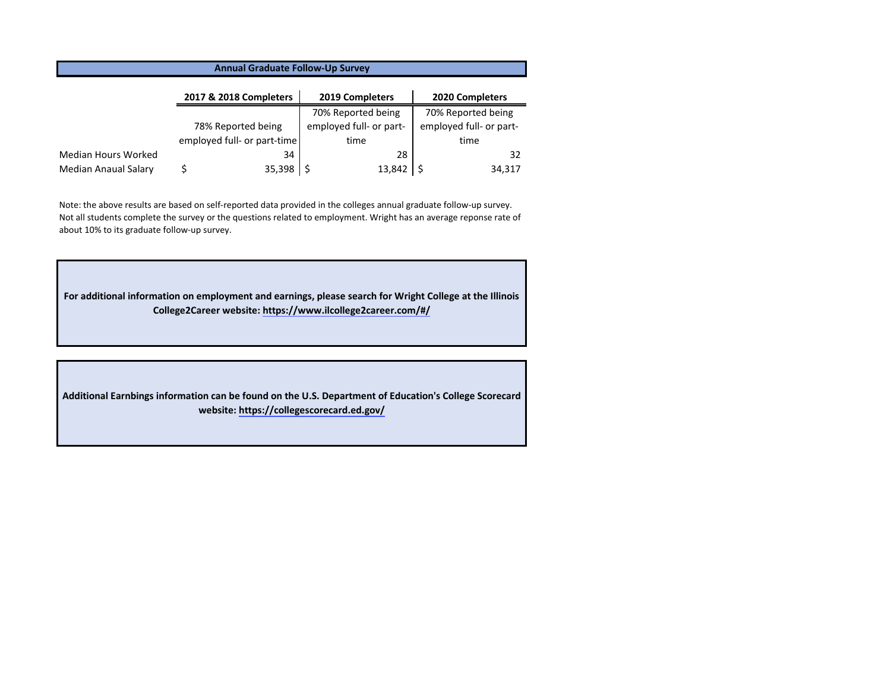## Annual Graduate Follow-Up Survey

| | 2017 & 2018 Completers | 2019 Completers | 2020 Completers |
|---|---|---|---|
| | 78% Reported being employed full- or part-time | 70% Reported being employed full- or part-time | 70% Reported being employed full- or part-time |
| Median Hours Worked | 34 | 28 | 32 |
| Median Anaual Salary | $ 35,398 | $ 13,842 | $ 34,317 |

Note: the above results are based on self-reported data provided in the colleges annual graduate follow-up survey. Not all students complete the survey or the questions related to employment. Wright has an average reponse rate of about 10% to its graduate follow-up survey.

**For additional information on employment and earnings, please search for Wright College at the Illinois College2Career website: https://www.ilcollege2career.com/#/**

**Additional Earnbings information can be found on the U.S. Department of Education's College Scorecard website: https://collegescorecard.ed.gov/**